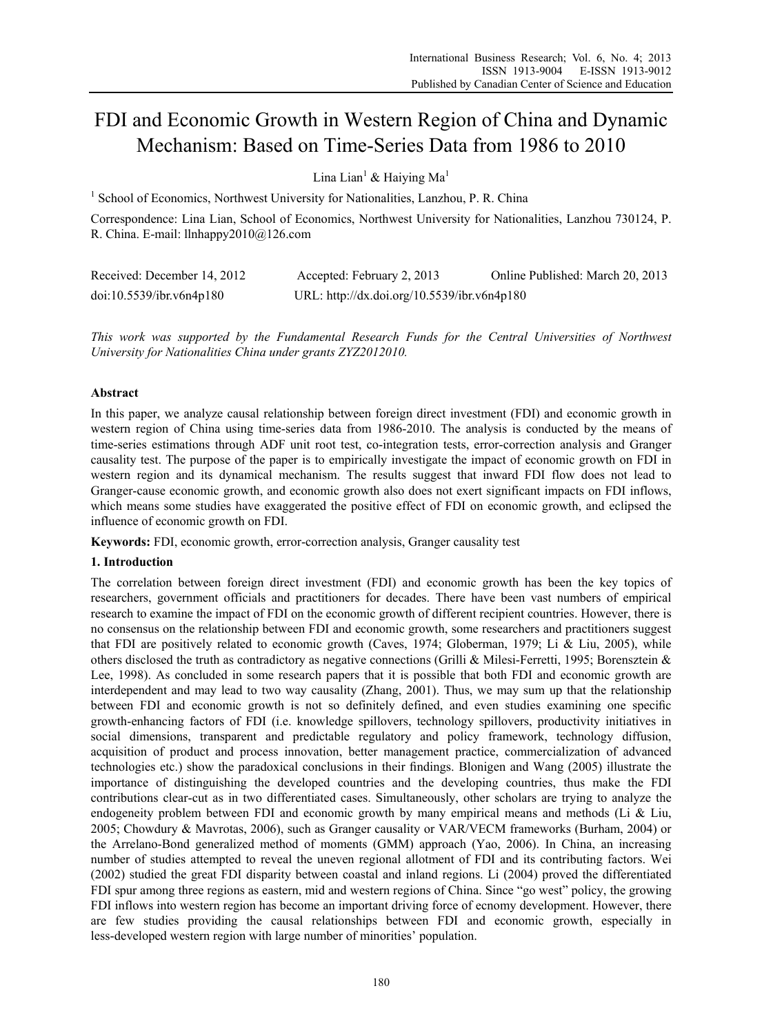# FDI and Economic Growth in Western Region of China and Dynamic Mechanism: Based on Time-Series Data from 1986 to 2010

Lina Lian[1] & Haiying Ma[1]

[1] School of Economics, Northwest University for Nationalities, Lanzhou, P. R. China

Correspondence: Lina Lian, School of Economics, Northwest University for Nationalities, Lanzhou 730124, P. R. China. E-mail: llnhappy2010@126.com

| Received: December 14, 2012 | Accepted: February 2, 2013 | Online Published: March 20, 2013 |
|---|---|---|
| doi:10.5539/ibr.v6n4p180 | URL: http://dx.doi.org/10.5539/ibr.v6n4p180 | |

*This work was supported by the Fundamental Research Funds for the Central Universities of Northwest University for Nationalities China under grants ZYZ2012010.*

**Abstract**

In this paper, we analyze causal relationship between foreign direct investment (FDI) and economic growth in western region of China using time-series data from 1986-2010. The analysis is conducted by the means of time-series estimations through ADF unit root test, co-integration tests, error-correction analysis and Granger causality test. The purpose of the paper is to empirically investigate the impact of economic growth on FDI in western region and its dynamical mechanism. The results suggest that inward FDI flow does not lead to Granger-cause economic growth, and economic growth also does not exert significant impacts on FDI inflows, which means some studies have exaggerated the positive effect of FDI on economic growth, and eclipsed the influence of economic growth on FDI.

**Keywords:** FDI, economic growth, error-correction analysis, Granger causality test

## 1. Introduction

The correlation between foreign direct investment (FDI) and economic growth has been the key topics of researchers, government officials and practitioners for decades. There have been vast numbers of empirical research to examine the impact of FDI on the economic growth of different recipient countries. However, there is no consensus on the relationship between FDI and economic growth, some researchers and practitioners suggest that FDI are positively related to economic growth (Caves, 1974; Globerman, 1979; Li & Liu, 2005), while others disclosed the truth as contradictory as negative connections (Grilli & Milesi-Ferretti, 1995; Borensztein & Lee, 1998). As concluded in some research papers that it is possible that both FDI and economic growth are interdependent and may lead to two way causality (Zhang, 2001). Thus, we may sum up that the relationship between FDI and economic growth is not so definitely defined, and even studies examining one specific growth-enhancing factors of FDI (i.e. knowledge spillovers, technology spillovers, productivity initiatives in social dimensions, transparent and predictable regulatory and policy framework, technology diffusion, acquisition of product and process innovation, better management practice, commercialization of advanced technologies etc.) show the paradoxical conclusions in their findings. Blonigen and Wang (2005) illustrate the importance of distinguishing the developed countries and the developing countries, thus make the FDI contributions clear-cut as in two differentiated cases. Simultaneously, other scholars are trying to analyze the endogeneity problem between FDI and economic growth by many empirical means and methods (Li & Liu, 2005; Chowdury & Mavrotas, 2006), such as Granger causality or VAR/VECM frameworks (Burham, 2004) or the Arrelano-Bond generalized method of moments (GMM) approach (Yao, 2006). In China, an increasing number of studies attempted to reveal the uneven regional allotment of FDI and its contributing factors. Wei (2002) studied the great FDI disparity between coastal and inland regions. Li (2004) proved the differentiated FDI spur among three regions as eastern, mid and western regions of China. Since "go west" policy, the growing FDI inflows into western region has become an important driving force of ecnomy development. However, there are few studies providing the causal relationships between FDI and economic growth, especially in less-developed western region with large number of minorities' population.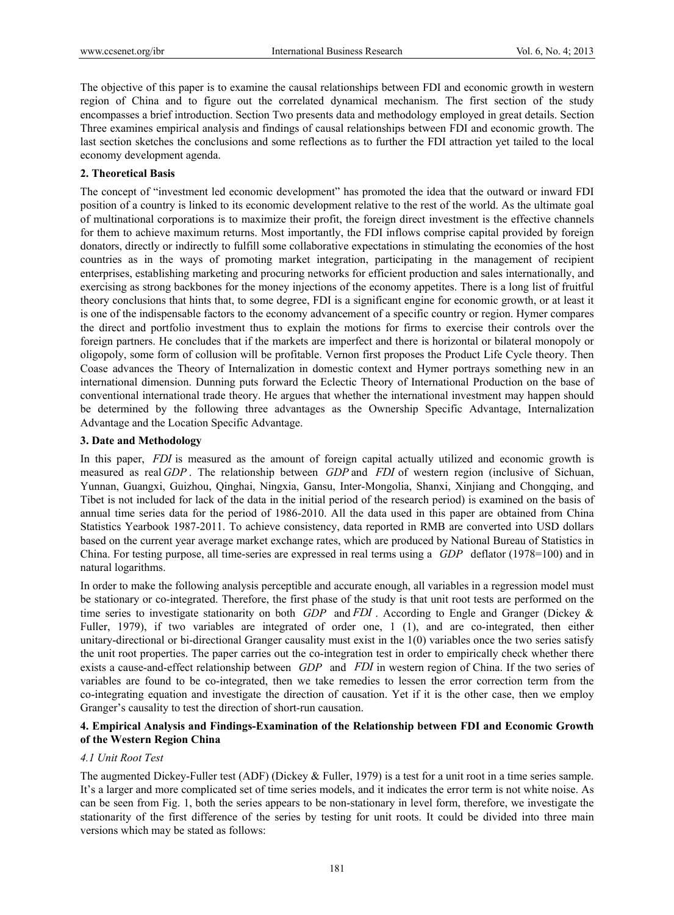The objective of this paper is to examine the causal relationships between FDI and economic growth in western region of China and to figure out the correlated dynamical mechanism. The first section of the study encompasses a brief introduction. Section Two presents data and methodology employed in great details. Section Three examines empirical analysis and findings of causal relationships between FDI and economic growth. The last section sketches the conclusions and some reflections as to further the FDI attraction yet tailed to the local economy development agenda.

## 2. Theoretical Basis

The concept of "investment led economic development" has promoted the idea that the outward or inward FDI position of a country is linked to its economic development relative to the rest of the world. As the ultimate goal of multinational corporations is to maximize their profit, the foreign direct investment is the effective channels for them to achieve maximum returns. Most importantly, the FDI inflows comprise capital provided by foreign donators, directly or indirectly to fulfill some collaborative expectations in stimulating the economies of the host countries as in the ways of promoting market integration, participating in the management of recipient enterprises, establishing marketing and procuring networks for efficient production and sales internationally, and exercising as strong backbones for the money injections of the economy appetites. There is a long list of fruitful theory conclusions that hints that, to some degree, FDI is a significant engine for economic growth, or at least it is one of the indispensable factors to the economy advancement of a specific country or region. Hymer compares the direct and portfolio investment thus to explain the motions for firms to exercise their controls over the foreign partners. He concludes that if the markets are imperfect and there is horizontal or bilateral monopoly or oligopoly, some form of collusion will be profitable. Vernon first proposes the Product Life Cycle theory. Then Coase advances the Theory of Internalization in domestic context and Hymer portrays something new in an international dimension. Dunning puts forward the Eclectic Theory of International Production on the base of conventional international trade theory. He argues that whether the international investment may happen should be determined by the following three advantages as the Ownership Specific Advantage, Internalization Advantage and the Location Specific Advantage.

## 3. Date and Methodology

In this paper, $FDI$ is measured as the amount of foreign capital actually utilized and economic growth is measured as real $GDP$. The relationship between $GDP$ and $FDI$ of western region (inclusive of Sichuan, Yunnan, Guangxi, Guizhou, Qinghai, Ningxia, Gansu, Inter-Mongolia, Shanxi, Xinjiang and Chongqing, and Tibet is not included for lack of the data in the initial period of the research period) is examined on the basis of annual time series data for the period of 1986-2010. All the data used in this paper are obtained from China Statistics Yearbook 1987-2011. To achieve consistency, data reported in RMB are converted into USD dollars based on the current year average market exchange rates, which are produced by National Bureau of Statistics in China. For testing purpose, all time-series are expressed in real terms using a $GDP$ deflator (1978=100) and in natural logarithms.

In order to make the following analysis perceptible and accurate enough, all variables in a regression model must be stationary or co-integrated. Therefore, the first phase of the study is that unit root tests are performed on the time series to investigate stationarity on both $GDP$ and $FDI$. According to Engle and Granger (Dickey & Fuller, 1979), if two variables are integrated of order one, 1 (1), and are co-integrated, then either unitary-directional or bi-directional Granger causality must exist in the 1(0) variables once the two series satisfy the unit root properties. The paper carries out the co-integration test in order to empirically check whether there exists a cause-and-effect relationship between $GDP$ and $FDI$ in western region of China. If the two series of variables are found to be co-integrated, then we take remedies to lessen the error correction term from the co-integrating equation and investigate the direction of causation. Yet if it is the other case, then we employ Granger's causality to test the direction of short-run causation.

## 4. Empirical Analysis and Findings-Examination of the Relationship between FDI and Economic Growth of the Western Region China

### 4.1 Unit Root Test

The augmented Dickey-Fuller test (ADF) (Dickey & Fuller, 1979) is a test for a unit root in a time series sample. It's a larger and more complicated set of time series models, and it indicates the error term is not white noise. As can be seen from Fig. 1, both the series appears to be non-stationary in level form, therefore, we investigate the stationarity of the first difference of the series by testing for unit roots. It could be divided into three main versions which may be stated as follows: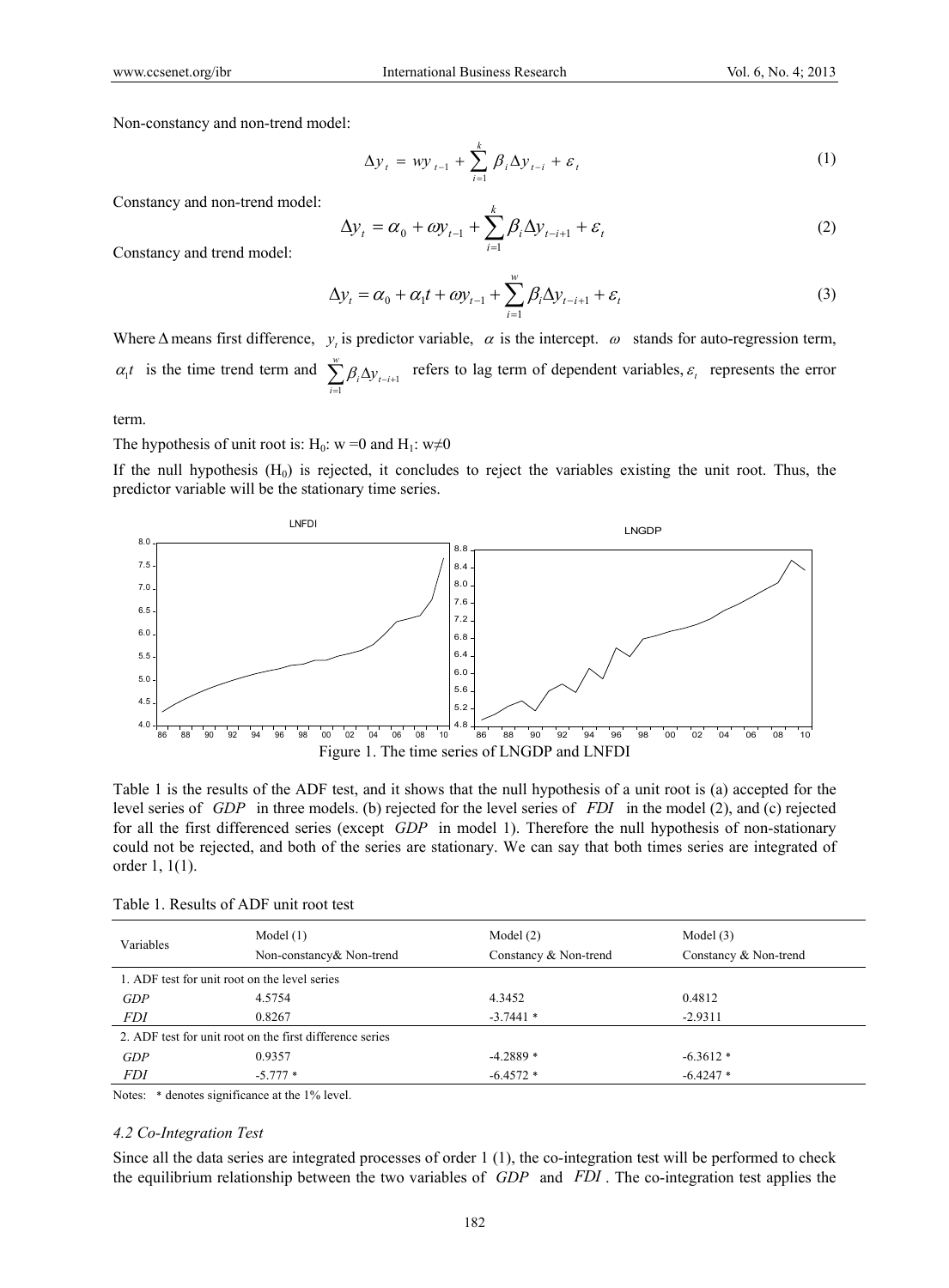Non-constancy and non-trend model:

$$\Delta y_t = wy_{t-1} + \sum_{i=1}^{k} \beta_i \Delta y_{t-i} + \varepsilon_t \tag{1}$$

Constancy and non-trend model:

$$\Delta y_t = \alpha_0 + \omega y_{t-1} + \sum_{i=1}^{k} \beta_i \Delta y_{t-i+1} + \varepsilon_t \tag{2}$$

Constancy and trend model:

$$\Delta y_t = \alpha_0 + \alpha_1 t + \omega y_{t-1} + \sum_{i=1}^{w} \beta_i \Delta y_{t-i+1} + \varepsilon_t \tag{3}$$

Where $\Delta$ means first difference, $y_t$ is predictor variable, $\alpha$ is the intercept. $\omega$ stands for auto-regression term, $\alpha_1 t$ is the time trend term and $\sum_{i=1}^{w} \beta_i \Delta y_{t-i+1}$ refers to lag term of dependent variables, $\varepsilon_t$ represents the error term.

The hypothesis of unit root is: $H_0$: w =0 and $H_1$: w≠0

If the null hypothesis ($H_0$) is rejected, it concludes to reject the variables existing the unit root. Thus, the predictor variable will be the stationary time series.

Figure 1. The time series of LNGDP and LNFDI

Table 1 is the results of the ADF test, and it shows that the null hypothesis of a unit root is (a) accepted for the level series of *GDP* in three models. (b) rejected for the level series of *FDI* in the model (2), and (c) rejected for all the first differenced series (except *GDP* in model 1). Therefore the null hypothesis of non-stationary could not be rejected, and both of the series are stationary. We can say that both times series are integrated of order 1, 1(1).

Table 1. Results of ADF unit root test

| Variables | Model (1)<br>Non-constancy& Non-trend | Model (2)<br>Constancy & Non-trend | Model (3)<br>Constancy & Non-trend |
|---|---|---|---|
| 1. ADF test for unit root on the level series | | | |
| *GDP* | 4.5754 | 4.3452 | 0.4812 |
| *FDI* | 0.8267 | -3.7441 * | -2.9311 |
| 2. ADF test for unit root on the first difference series | | | |
| *GDP* | 0.9357 | -4.2889 * | -6.3612 * |
| *FDI* | -5.777 * | -6.4572 * | -6.4247 * |

Notes: * denotes significance at the 1% level.

### 4.2 Co-Integration Test

Since all the data series are integrated processes of order 1 (1), the co-integration test will be performed to check the equilibrium relationship between the two variables of *GDP* and *FDI*. The co-integration test applies the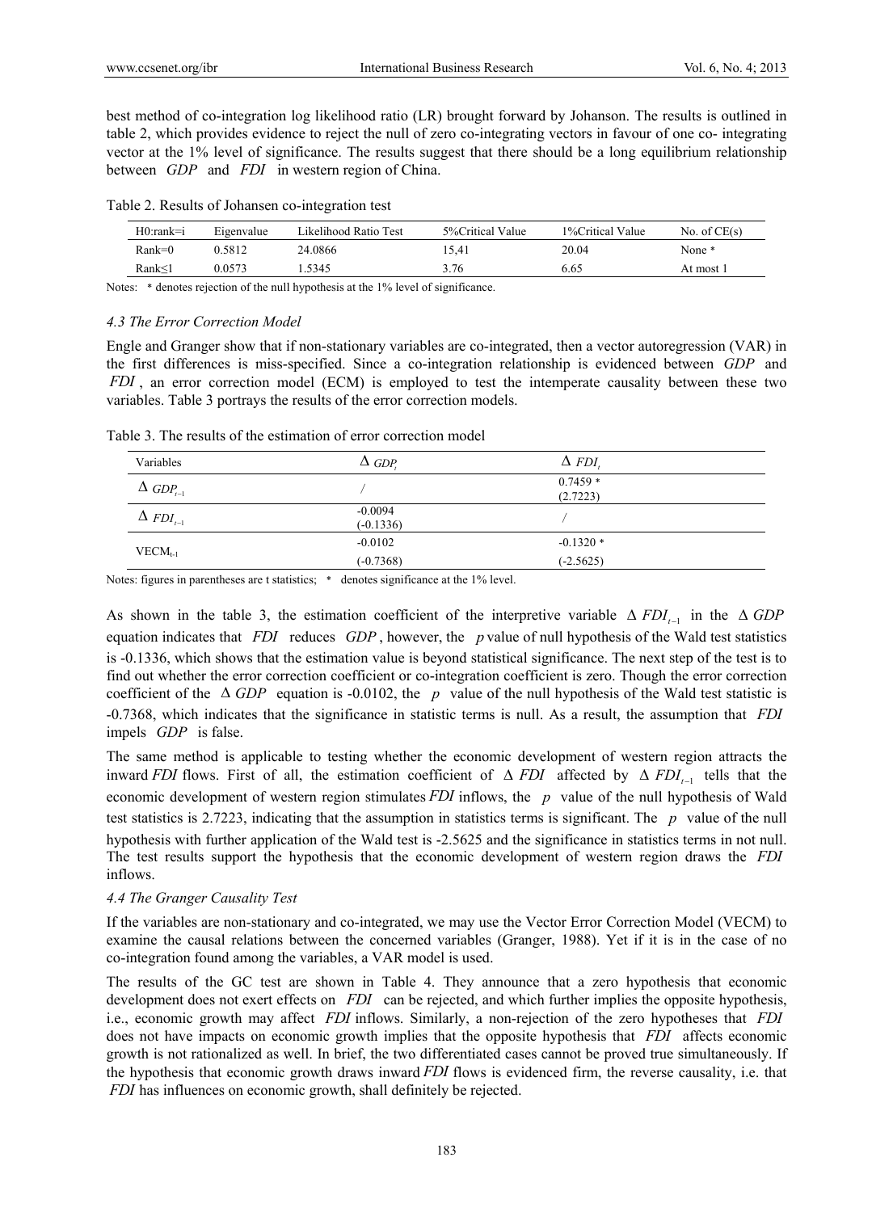best method of co-integration log likelihood ratio (LR) brought forward by Johanson. The results is outlined in table 2, which provides evidence to reject the null of zero co-integrating vectors in favour of one co- integrating vector at the 1% level of significance. The results suggest that there should be a long equilibrium relationship between $GDP$ and $FDI$ in western region of China.

Table 2. Results of Johansen co-integration test

| H0:rank=i | Eigenvalue | Likelihood Ratio Test | 5%Critical Value | 1%Critical Value | No. of CE(s) |
|---|---|---|---|---|---|
| Rank=0 | 0.5812 | 24.0866 | 15,41 | 20.04 | None * |
| Rank≤1 | 0.0573 | 1.5345 | 3.76 | 6.65 | At most 1 |

Notes: * denotes rejection of the null hypothesis at the 1% level of significance.

### 4.3 The Error Correction Model

Engle and Granger show that if non-stationary variables are co-integrated, then a vector autoregression (VAR) in the first differences is miss-specified. Since a co-integration relationship is evidenced between $GDP$ and $FDI$, an error correction model (ECM) is employed to test the intemperate causality between these two variables. Table 3 portrays the results of the error correction models.

Table 3. The results of the estimation of error correction model

| Variables | $\Delta\ GDP_t$ | $\Delta\ FDI_t$ |
|---|---|---|
| $\Delta\ GDP_{t-1}$ | / | 0.7459 * (2.7223) |
| $\Delta\ FDI_{t-1}$ | -0.0094 (-0.1336) | / |
| $VECM_{t-1}$ | -0.0102 (-0.7368) | -0.1320 * (-2.5625) |

Notes: figures in parentheses are t statistics; * denotes significance at the 1% level.

As shown in the table 3, the estimation coefficient of the interpretive variable $\Delta\ FDI_{t-1}$ in the $\Delta\ GDP$ equation indicates that $FDI$ reduces $GDP$, however, the $p$ value of null hypothesis of the Wald test statistics is -0.1336, which shows that the estimation value is beyond statistical significance. The next step of the test is to find out whether the error correction coefficient or co-integration coefficient is zero. Though the error correction coefficient of the $\Delta\ GDP$ equation is -0.0102, the $p$ value of the null hypothesis of the Wald test statistic is -0.7368, which indicates that the significance in statistic terms is null. As a result, the assumption that $FDI$ impels $GDP$ is false.

The same method is applicable to testing whether the economic development of western region attracts the inward $FDI$ flows. First of all, the estimation coefficient of $\Delta\ FDI$ affected by $\Delta\ FDI_{t-1}$ tells that the economic development of western region stimulates $FDI$ inflows, the $p$ value of the null hypothesis of Wald test statistics is 2.7223, indicating that the assumption in statistics terms is significant. The $p$ value of the null hypothesis with further application of the Wald test is -2.5625 and the significance in statistics terms in not null. The test results support the hypothesis that the economic development of western region draws the $FDI$ inflows.

### 4.4 The Granger Causality Test

If the variables are non-stationary and co-integrated, we may use the Vector Error Correction Model (VECM) to examine the causal relations between the concerned variables (Granger, 1988). Yet if it is in the case of no co-integration found among the variables, a VAR model is used.

The results of the GC test are shown in Table 4. They announce that a zero hypothesis that economic development does not exert effects on $FDI$ can be rejected, and which further implies the opposite hypothesis, i.e., economic growth may affect $FDI$ inflows. Similarly, a non-rejection of the zero hypotheses that $FDI$ does not have impacts on economic growth implies that the opposite hypothesis that $FDI$ affects economic growth is not rationalized as well. In brief, the two differentiated cases cannot be proved true simultaneously. If the hypothesis that economic growth draws inward $FDI$ flows is evidenced firm, the reverse causality, i.e. that $FDI$ has influences on economic growth, shall definitely be rejected.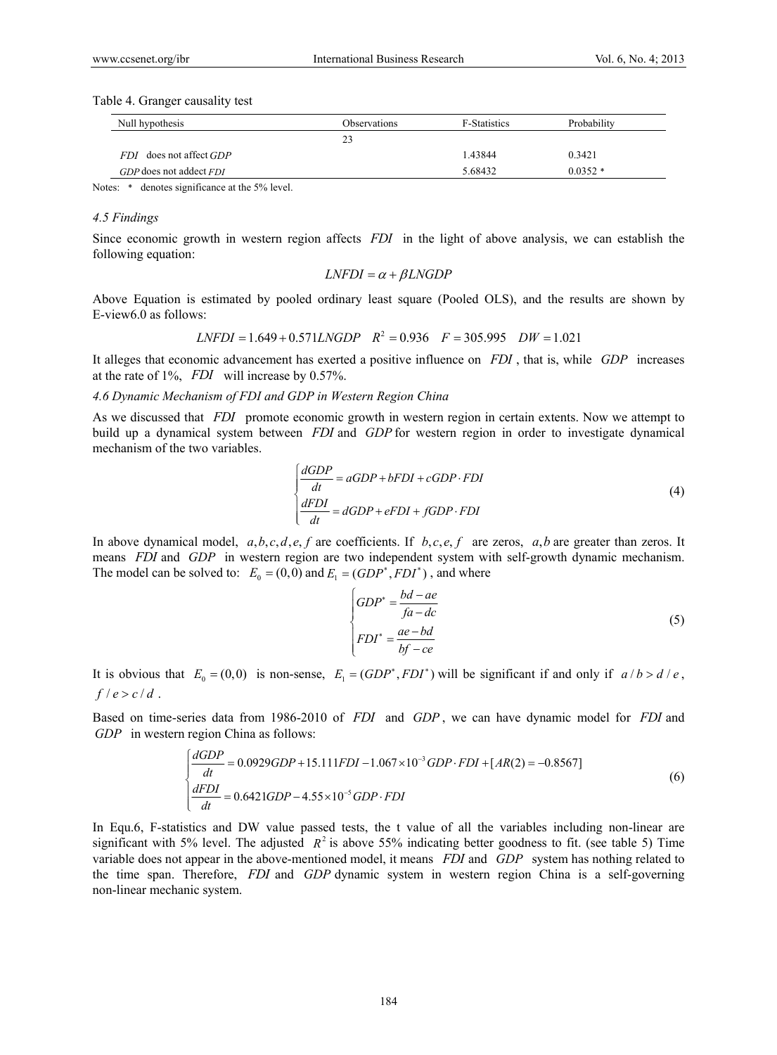Table 4. Granger causality test

| Null hypothesis | Observations | F-Statistics | Probability |
|---|---|---|---|
| | 23 | | |
| $FDI$ does not affect $GDP$ | | 1.43844 | 0.3421 |
| $GDP$ does not addect $FDI$ | | 5.68432 | 0.0352 * |

Notes: * denotes significance at the 5% level.

### 4.5 Findings

Since economic growth in western region affects $FDI$ in the light of above analysis, we can establish the following equation:

$$LNFDI = \alpha + \beta LNGDP$$

Above Equation is estimated by pooled ordinary least square (Pooled OLS), and the results are shown by E-view6.0 as follows:

$$LNFDI = 1.649 + 0.571 LNGDP \quad R^2 = 0.936 \quad F = 305.995 \quad DW = 1.021$$

It alleges that economic advancement has exerted a positive influence on $FDI$, that is, while $GDP$ increases at the rate of 1%, $FDI$ will increase by 0.57%.

### 4.6 Dynamic Mechanism of FDI and GDP in Western Region China

As we discussed that $FDI$ promote economic growth in western region in certain extents. Now we attempt to build up a dynamical system between $FDI$ and $GDP$ for western region in order to investigate dynamical mechanism of the two variables.

$$\begin{cases} \dfrac{dGDP}{dt} = aGDP + bFDI + cGDP \cdot FDI \\ \dfrac{dFDI}{dt} = dGDP + eFDI + fGDP \cdot FDI \end{cases} \tag{4}$$

In above dynamical model, $a, b, c, d, e, f$ are coefficients. If $b, c, e, f$ are zeros, $a, b$ are greater than zeros. It means $FDI$ and $GDP$ in western region are two independent system with self-growth dynamic mechanism. The model can be solved to: $E_0 = (0,0)$ and $E_1 = (GDP^*, FDI^*)$, and where

$$\begin{cases} GDP^* = \dfrac{bd - ae}{fa - dc} \\ FDI^* = \dfrac{ae - bd}{bf - ce} \end{cases} \tag{5}$$

It is obvious that $E_0 = (0,0)$ is non-sense, $E_1 = (GDP^*, FDI^*)$ will be significant if and only if $a/b > d/e$, $f/e > c/d$.

Based on time-series data from 1986-2010 of $FDI$ and $GDP$, we can have dynamic model for $FDI$ and $GDP$ in western region China as follows:

$$\begin{cases} \dfrac{dGDP}{dt} = 0.0929GDP + 15.111FDI - 1.067 \times 10^{-3} GDP \cdot FDI + [AR(2) = -0.8567] \\ \dfrac{dFDI}{dt} = 0.6421GDP - 4.55 \times 10^{-5} GDP \cdot FDI \end{cases} \tag{6}$$

In Equ.6, F-statistics and DW value passed tests, the t value of all the variables including non-linear are significant with 5% level. The adjusted $R^2$ is above 55% indicating better goodness to fit. (see table 5) Time variable does not appear in the above-mentioned model, it means $FDI$ and $GDP$ system has nothing related to the time span. Therefore, $FDI$ and $GDP$ dynamic system in western region China is a self-governing non-linear mechanic system.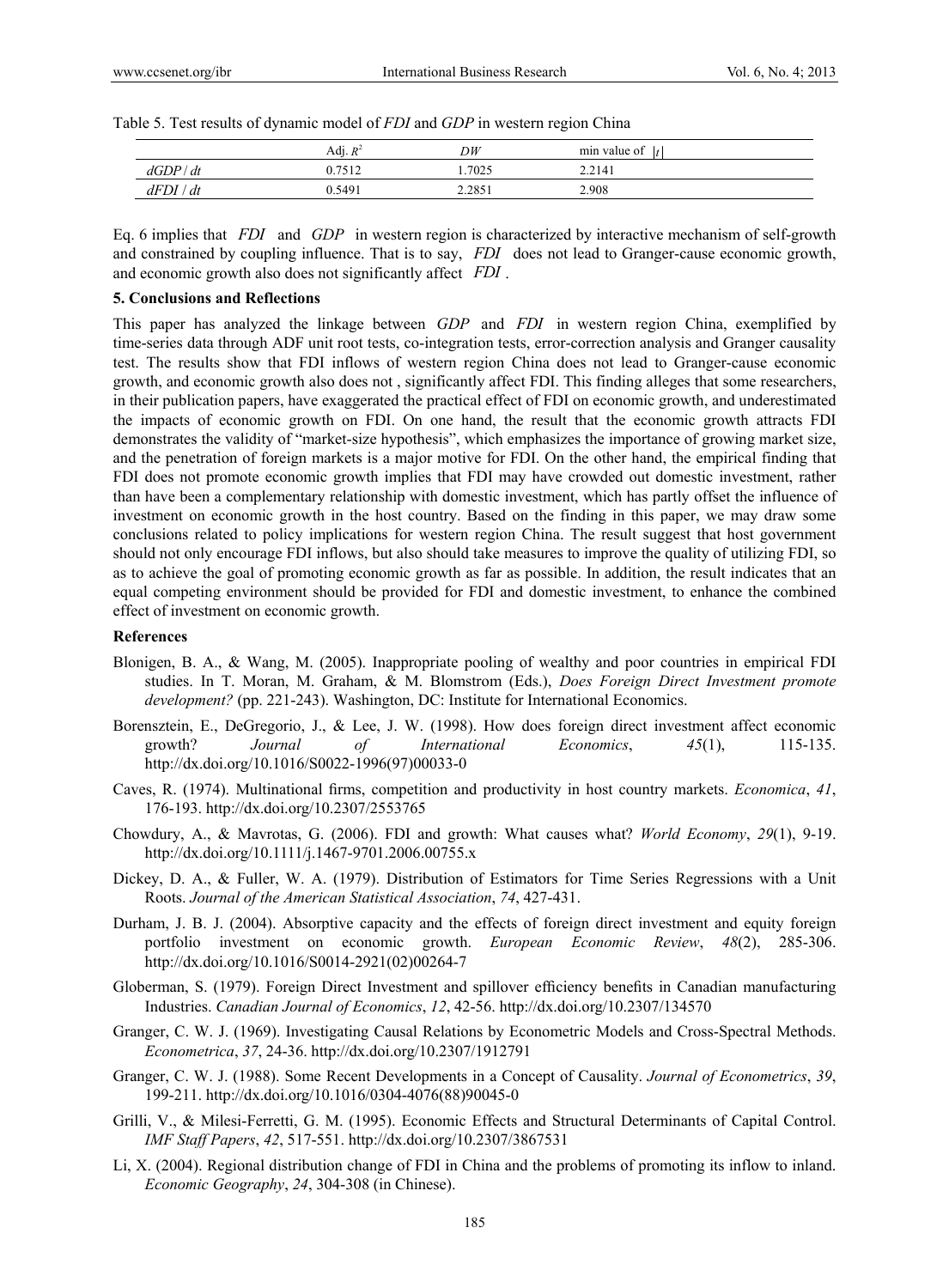Table 5. Test results of dynamic model of *FDI* and *GDP* in western region China

| | Adj. $R^2$ | $DW$ | min value of $\|t\|$ |
|---|---|---|---|
| $dGDP/dt$ | 0.7512 | 1.7025 | 2.2141 |
| $dFDI/dt$ | 0.5491 | 2.2851 | 2.908 |

Eq. 6 implies that $FDI$ and $GDP$ in western region is characterized by interactive mechanism of self-growth and constrained by coupling influence. That is to say, $FDI$ does not lead to Granger-cause economic growth, and economic growth also does not significantly affect $FDI$.

## 5. Conclusions and Reflections

This paper has analyzed the linkage between $GDP$ and $FDI$ in western region China, exemplified by time-series data through ADF unit root tests, co-integration tests, error-correction analysis and Granger causality test. The results show that FDI inflows of western region China does not lead to Granger-cause economic growth, and economic growth also does not , significantly affect FDI. This finding alleges that some researchers, in their publication papers, have exaggerated the practical effect of FDI on economic growth, and underestimated the impacts of economic growth on FDI. On one hand, the result that the economic growth attracts FDI demonstrates the validity of "market-size hypothesis", which emphasizes the importance of growing market size, and the penetration of foreign markets is a major motive for FDI. On the other hand, the empirical finding that FDI does not promote economic growth implies that FDI may have crowded out domestic investment, rather than have been a complementary relationship with domestic investment, which has partly offset the influence of investment on economic growth in the host country. Based on the finding in this paper, we may draw some conclusions related to policy implications for western region China. The result suggest that host government should not only encourage FDI inflows, but also should take measures to improve the quality of utilizing FDI, so as to achieve the goal of promoting economic growth as far as possible. In addition, the result indicates that an equal competing environment should be provided for FDI and domestic investment, to enhance the combined effect of investment on economic growth.

## References

Blonigen, B. A., & Wang, M. (2005). Inappropriate pooling of wealthy and poor countries in empirical FDI studies. In T. Moran, M. Graham, & M. Blomstrom (Eds.), *Does Foreign Direct Investment promote development?* (pp. 221-243). Washington, DC: Institute for International Economics.

Borensztein, E., DeGregorio, J., & Lee, J. W. (1998). How does foreign direct investment affect economic growth? *Journal of International Economics*, *45*(1), 115-135. http://dx.doi.org/10.1016/S0022-1996(97)00033-0

Caves, R. (1974). Multinational firms, competition and productivity in host country markets. *Economica*, *41*, 176-193. http://dx.doi.org/10.2307/2553765

Chowdury, A., & Mavrotas, G. (2006). FDI and growth: What causes what? *World Economy*, *29*(1), 9-19. http://dx.doi.org/10.1111/j.1467-9701.2006.00755.x

Dickey, D. A., & Fuller, W. A. (1979). Distribution of Estimators for Time Series Regressions with a Unit Roots. *Journal of the American Statistical Association*, *74*, 427-431.

Durham, J. B. J. (2004). Absorptive capacity and the effects of foreign direct investment and equity foreign portfolio investment on economic growth. *European Economic Review*, *48*(2), 285-306. http://dx.doi.org/10.1016/S0014-2921(02)00264-7

Globerman, S. (1979). Foreign Direct Investment and spillover efficiency benefits in Canadian manufacturing Industries. *Canadian Journal of Economics*, *12*, 42-56. http://dx.doi.org/10.2307/134570

Granger, C. W. J. (1969). Investigating Causal Relations by Econometric Models and Cross-Spectral Methods. *Econometrica*, *37*, 24-36. http://dx.doi.org/10.2307/1912791

Granger, C. W. J. (1988). Some Recent Developments in a Concept of Causality. *Journal of Econometrics*, *39*, 199-211. http://dx.doi.org/10.1016/0304-4076(88)90045-0

Grilli, V., & Milesi-Ferretti, G. M. (1995). Economic Effects and Structural Determinants of Capital Control. *IMF Staff Papers*, *42*, 517-551. http://dx.doi.org/10.2307/3867531

Li, X. (2004). Regional distribution change of FDI in China and the problems of promoting its inflow to inland. *Economic Geography*, *24*, 304-308 (in Chinese).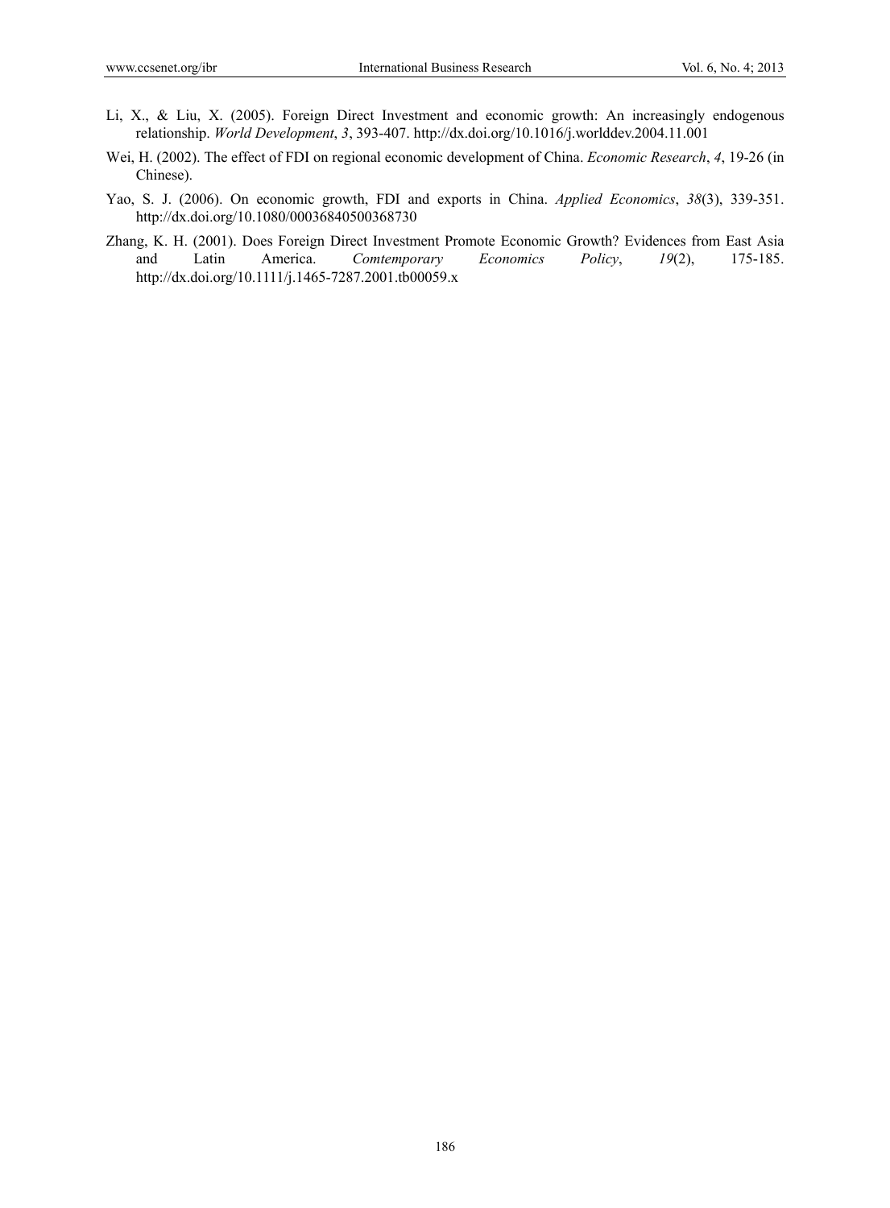Li, X., & Liu, X. (2005). Foreign Direct Investment and economic growth: An increasingly endogenous relationship. *World Development*, *3*, 393-407. http://dx.doi.org/10.1016/j.worlddev.2004.11.001

Wei, H. (2002). The effect of FDI on regional economic development of China. *Economic Research*, *4*, 19-26 (in Chinese).

Yao, S. J. (2006). On economic growth, FDI and exports in China. *Applied Economics*, *38*(3), 339-351. http://dx.doi.org/10.1080/00036840500368730

Zhang, K. H. (2001). Does Foreign Direct Investment Promote Economic Growth? Evidences from East Asia and Latin America. *Comtemporary Economics Policy*, *19*(2), 175-185. http://dx.doi.org/10.1111/j.1465-7287.2001.tb00059.x